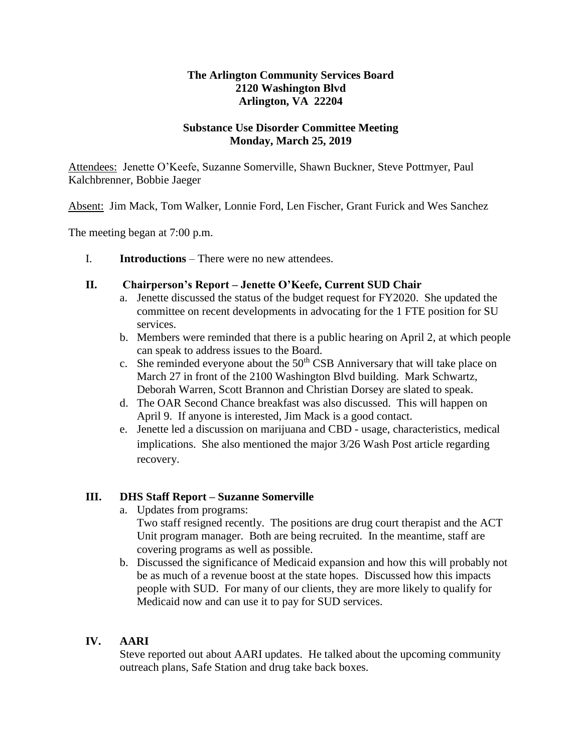**The Arlington Community Services Board**
**2120 Washington Blvd**
**Arlington, VA 22204**

**Substance Use Disorder Committee Meeting**
**Monday, March 25, 2019**

Attendees: Jenette O'Keefe, Suzanne Somerville, Shawn Buckner, Steve Pottmyer, Paul Kalchbrenner, Bobbie Jaeger

Absent: Jim Mack, Tom Walker, Lonnie Ford, Len Fischer, Grant Furick and Wes Sanchez

The meeting began at 7:00 p.m.

I. **Introductions** – There were no new attendees.

## II. Chairperson's Report – Jenette O'Keefe, Current SUD Chair

a. Jenette discussed the status of the budget request for FY2020. She updated the committee on recent developments in advocating for the 1 FTE position for SU services.
b. Members were reminded that there is a public hearing on April 2, at which people can speak to address issues to the Board.
c. She reminded everyone about the 50th CSB Anniversary that will take place on March 27 in front of the 2100 Washington Blvd building. Mark Schwartz, Deborah Warren, Scott Brannon and Christian Dorsey are slated to speak.
d. The OAR Second Chance breakfast was also discussed. This will happen on April 9. If anyone is interested, Jim Mack is a good contact.
e. Jenette led a discussion on marijuana and CBD - usage, characteristics, medical implications. She also mentioned the major 3/26 Wash Post article regarding recovery.

## III. DHS Staff Report – Suzanne Somerville

a. Updates from programs:
Two staff resigned recently. The positions are drug court therapist and the ACT Unit program manager. Both are being recruited. In the meantime, staff are covering programs as well as possible.
b. Discussed the significance of Medicaid expansion and how this will probably not be as much of a revenue boost at the state hopes. Discussed how this impacts people with SUD. For many of our clients, they are more likely to qualify for Medicaid now and can use it to pay for SUD services.

## IV. AARI

Steve reported out about AARI updates. He talked about the upcoming community outreach plans, Safe Station and drug take back boxes.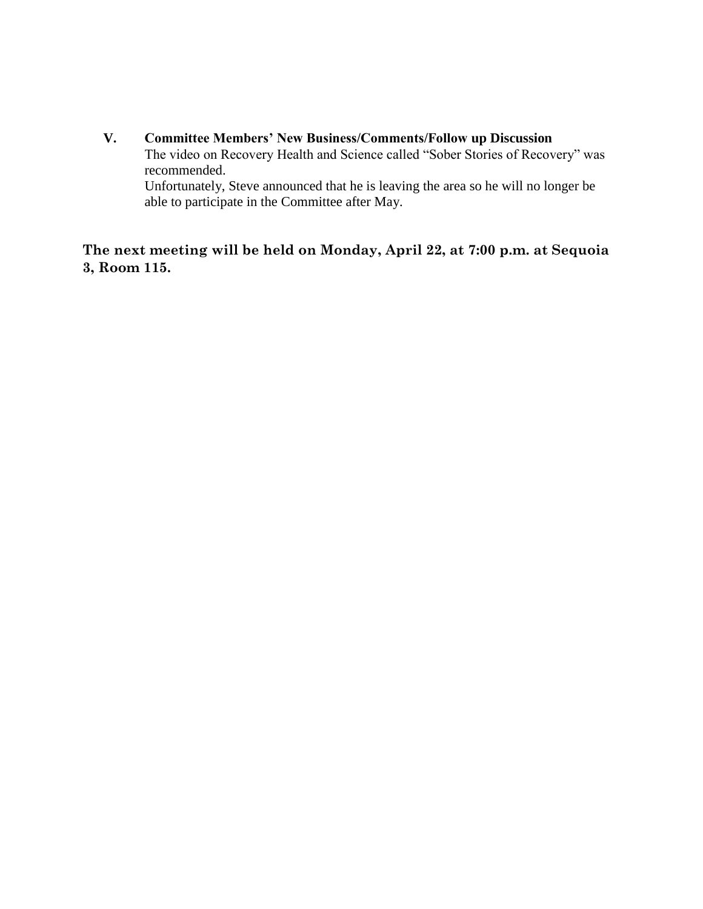**V. Committee Members' New Business/Comments/Follow up Discussion**

The video on Recovery Health and Science called "Sober Stories of Recovery" was recommended.

Unfortunately, Steve announced that he is leaving the area so he will no longer be able to participate in the Committee after May.

**The next meeting will be held on Monday, April 22, at 7:00 p.m. at Sequoia 3, Room 115.**